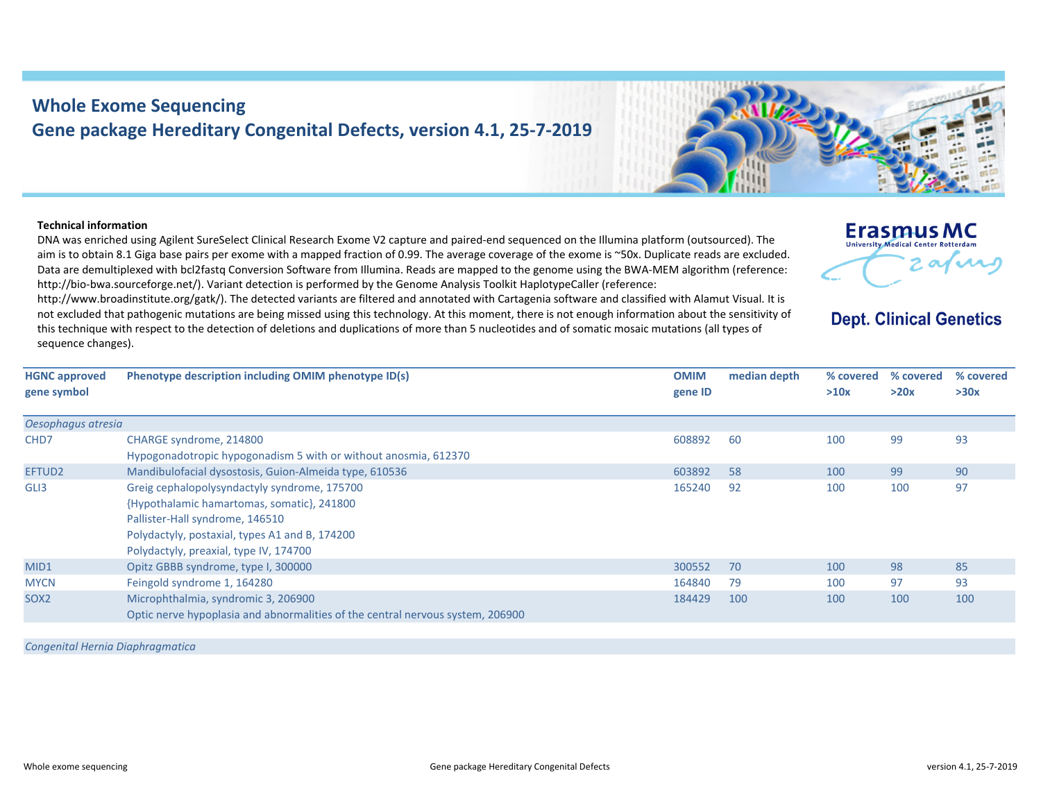# Whole Exome Sequencing
## Gene package Hereditary Congenital Defects, version 4.1, 25-7-2019

Erasmus MC
University Medical Center Rotterdam

**Dept. Clinical Genetics**

**Technical information**

DNA was enriched using Agilent SureSelect Clinical Research Exome V2 capture and paired-end sequenced on the Illumina platform (outsourced). The aim is to obtain 8.1 Giga base pairs per exome with a mapped fraction of 0.99. The average coverage of the exome is ~50x. Duplicate reads are excluded. Data are demultiplexed with bcl2fastq Conversion Software from Illumina. Reads are mapped to the genome using the BWA-MEM algorithm (reference: http://bio-bwa.sourceforge.net/). Variant detection is performed by the Genome Analysis Toolkit HaplotypeCaller (reference: http://www.broadinstitute.org/gatk/). The detected variants are filtered and annotated with Cartagenia software and classified with Alamut Visual. It is not excluded that pathogenic mutations are being missed using this technology. At this moment, there is not enough information about the sensitivity of this technique with respect to the detection of deletions and duplications of more than 5 nucleotides and of somatic mosaic mutations (all types of sequence changes).

| HGNC approved gene symbol | Phenotype description including OMIM phenotype ID(s) | OMIM gene ID | median depth | % covered >10x | % covered >20x | % covered >30x |
|---|---|---|---|---|---|---|
| *Oesophagus atresia* | | | | | | |
| CHD7 | CHARGE syndrome, 214800<br>Hypogonadotropic hypogonadism 5 with or without anosmia, 612370 | 608892 | 60 | 100 | 99 | 93 |
| EFTUD2 | Mandibulofacial dysostosis, Guion-Almeida type, 610536 | 603892 | 58 | 100 | 99 | 90 |
| GLI3 | Greig cephalopolysyndactyly syndrome, 175700<br>{Hypothalamic hamartomas, somatic}, 241800<br>Pallister-Hall syndrome, 146510<br>Polydactyly, postaxial, types A1 and B, 174200<br>Polydactyly, preaxial, type IV, 174700 | 165240 | 92 | 100 | 100 | 97 |
| MID1 | Opitz GBBB syndrome, type I, 300000 | 300552 | 70 | 100 | 98 | 85 |
| MYCN | Feingold syndrome 1, 164280 | 164840 | 79 | 100 | 97 | 93 |
| SOX2 | Microphthalmia, syndromic 3, 206900<br>Optic nerve hypoplasia and abnormalities of the central nervous system, 206900 | 184429 | 100 | 100 | 100 | 100 |
| *Congenital Hernia Diaphragmatica* | | | | | | |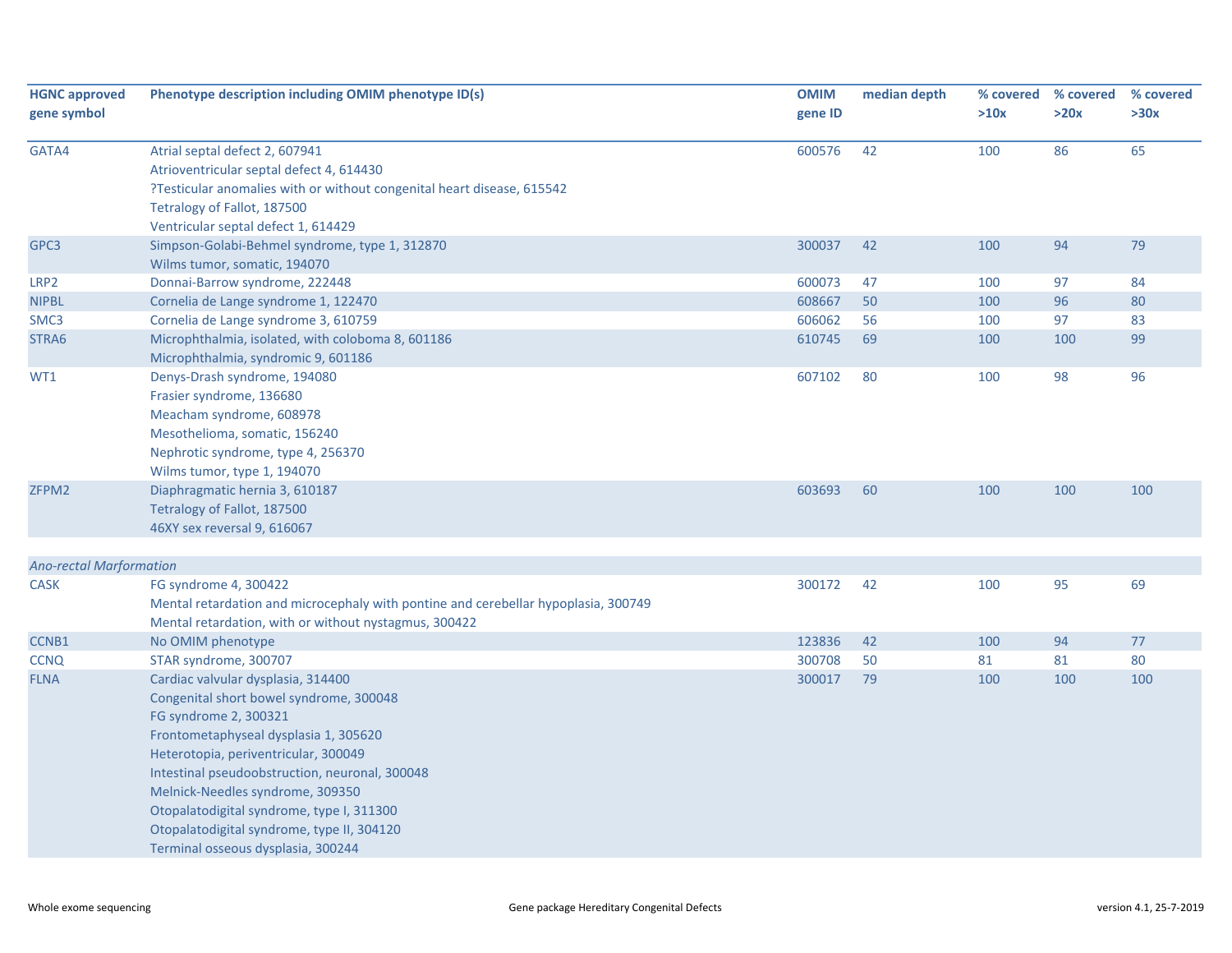| HGNC approved gene symbol | Phenotype description including OMIM phenotype ID(s) | OMIM gene ID | median depth | % covered >10x | % covered >20x | % covered >30x |
|---|---|---|---|---|---|---|
| GATA4 | Atrial septal defect 2, 607941<br>Atrioventricular septal defect 4, 614430<br>?Testicular anomalies with or without congenital heart disease, 615542<br>Tetralogy of Fallot, 187500<br>Ventricular septal defect 1, 614429 | 600576 | 42 | 100 | 86 | 65 |
| GPC3 | Simpson-Golabi-Behmel syndrome, type 1, 312870<br>Wilms tumor, somatic, 194070 | 300037 | 42 | 100 | 94 | 79 |
| LRP2 | Donnai-Barrow syndrome, 222448 | 600073 | 47 | 100 | 97 | 84 |
| NIPBL | Cornelia de Lange syndrome 1, 122470 | 608667 | 50 | 100 | 96 | 80 |
| SMC3 | Cornelia de Lange syndrome 3, 610759 | 606062 | 56 | 100 | 97 | 83 |
| STRA6 | Microphthalmia, isolated, with coloboma 8, 601186<br>Microphthalmia, syndromic 9, 601186 | 610745 | 69 | 100 | 100 | 99 |
| WT1 | Denys-Drash syndrome, 194080<br>Frasier syndrome, 136680<br>Meacham syndrome, 608978<br>Mesothelioma, somatic, 156240<br>Nephrotic syndrome, type 4, 256370<br>Wilms tumor, type 1, 194070 | 607102 | 80 | 100 | 98 | 96 |
| ZFPM2 | Diaphragmatic hernia 3, 610187<br>Tetralogy of Fallot, 187500<br>46XY sex reversal 9, 616067 | 603693 | 60 | 100 | 100 | 100 |
| *Ano-rectal Marformation* | | | | | | |
| CASK | FG syndrome 4, 300422<br>Mental retardation and microcephaly with pontine and cerebellar hypoplasia, 300749<br>Mental retardation, with or without nystagmus, 300422 | 300172 | 42 | 100 | 95 | 69 |
| CCNB1 | No OMIM phenotype | 123836 | 42 | 100 | 94 | 77 |
| CCNQ | STAR syndrome, 300707 | 300708 | 50 | 81 | 81 | 80 |
| FLNA | Cardiac valvular dysplasia, 314400<br>Congenital short bowel syndrome, 300048<br>FG syndrome 2, 300321<br>Frontometaphyseal dysplasia 1, 305620<br>Heterotopia, periventricular, 300049<br>Intestinal pseudoobstruction, neuronal, 300048<br>Melnick-Needles syndrome, 309350<br>Otopalatodigital syndrome, type I, 311300<br>Otopalatodigital syndrome, type II, 304120<br>Terminal osseous dysplasia, 300244 | 300017 | 79 | 100 | 100 | 100 |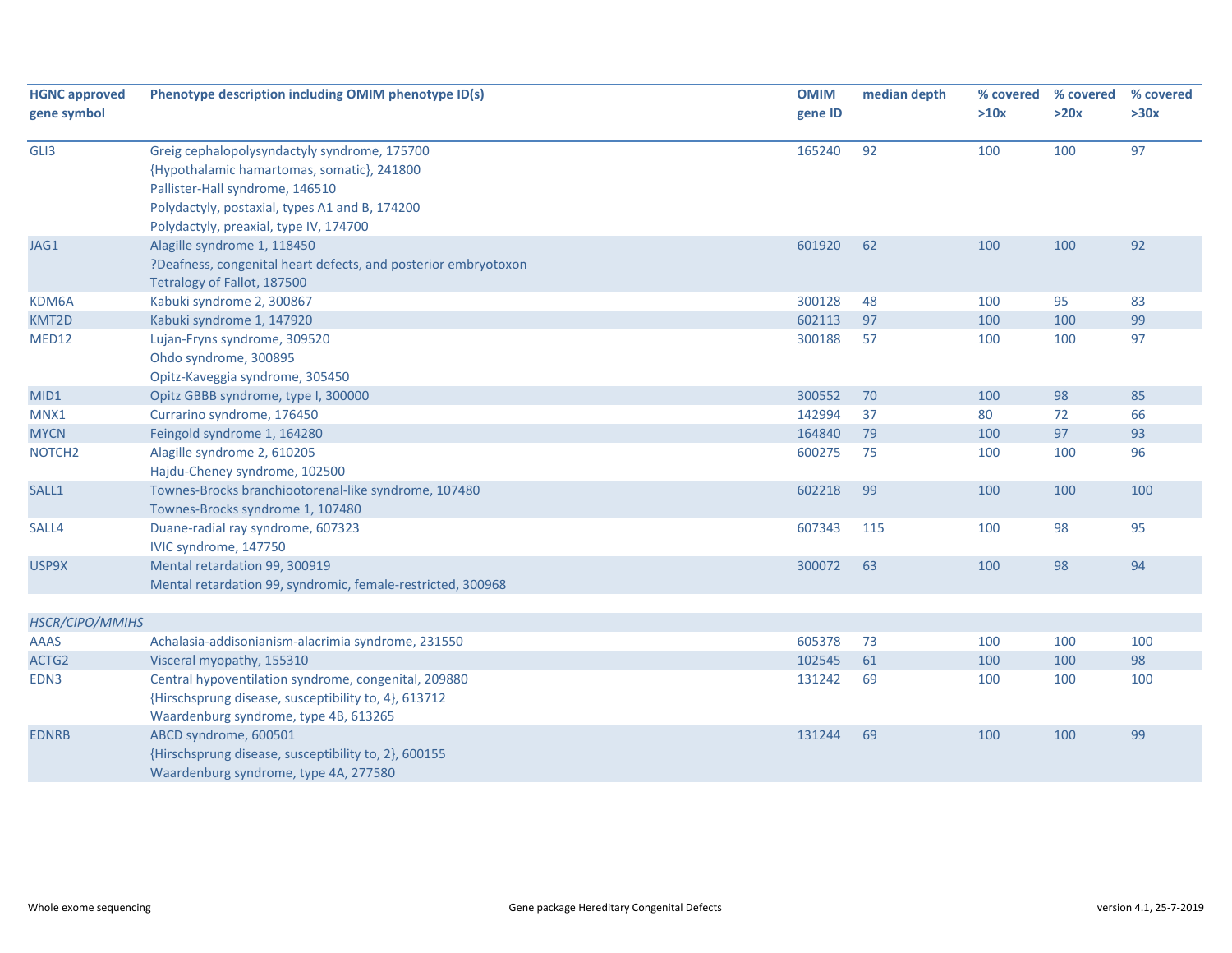| HGNC approved gene symbol | Phenotype description including OMIM phenotype ID(s) | OMIM gene ID | median depth | % covered >10x | % covered >20x | % covered >30x |
|---|---|---|---|---|---|---|
| GLI3 | Greig cephalopolysyndactyly syndrome, 175700<br>{Hypothalamic hamartomas, somatic}, 241800<br>Pallister-Hall syndrome, 146510<br>Polydactyly, postaxial, types A1 and B, 174200<br>Polydactyly, preaxial, type IV, 174700 | 165240 | 92 | 100 | 100 | 97 |
| JAG1 | Alagille syndrome 1, 118450<br>?Deafness, congenital heart defects, and posterior embryotoxon<br>Tetralogy of Fallot, 187500 | 601920 | 62 | 100 | 100 | 92 |
| KDM6A | Kabuki syndrome 2, 300867 | 300128 | 48 | 100 | 95 | 83 |
| KMT2D | Kabuki syndrome 1, 147920 | 602113 | 97 | 100 | 100 | 99 |
| MED12 | Lujan-Fryns syndrome, 309520<br>Ohdo syndrome, 300895<br>Opitz-Kaveggia syndrome, 305450 | 300188 | 57 | 100 | 100 | 97 |
| MID1 | Opitz GBBB syndrome, type I, 300000 | 300552 | 70 | 100 | 98 | 85 |
| MNX1 | Currarino syndrome, 176450 | 142994 | 37 | 80 | 72 | 66 |
| MYCN | Feingold syndrome 1, 164280 | 164840 | 79 | 100 | 97 | 93 |
| NOTCH2 | Alagille syndrome 2, 610205<br>Hajdu-Cheney syndrome, 102500 | 600275 | 75 | 100 | 100 | 96 |
| SALL1 | Townes-Brocks branchiootorenal-like syndrome, 107480<br>Townes-Brocks syndrome 1, 107480 | 602218 | 99 | 100 | 100 | 100 |
| SALL4 | Duane-radial ray syndrome, 607323<br>IVIC syndrome, 147750 | 607343 | 115 | 100 | 98 | 95 |
| USP9X | Mental retardation 99, 300919<br>Mental retardation 99, syndromic, female-restricted, 300968 | 300072 | 63 | 100 | 98 | 94 |
| *HSCR/CIPO/MMIHS* | | | | | | |
| AAAS | Achalasia-addisonianism-alacrimia syndrome, 231550 | 605378 | 73 | 100 | 100 | 100 |
| ACTG2 | Visceral myopathy, 155310 | 102545 | 61 | 100 | 100 | 98 |
| EDN3 | Central hypoventilation syndrome, congenital, 209880<br>{Hirschsprung disease, susceptibility to, 4}, 613712<br>Waardenburg syndrome, type 4B, 613265 | 131242 | 69 | 100 | 100 | 100 |
| EDNRB | ABCD syndrome, 600501<br>{Hirschsprung disease, susceptibility to, 2}, 600155<br>Waardenburg syndrome, type 4A, 277580 | 131244 | 69 | 100 | 100 | 99 |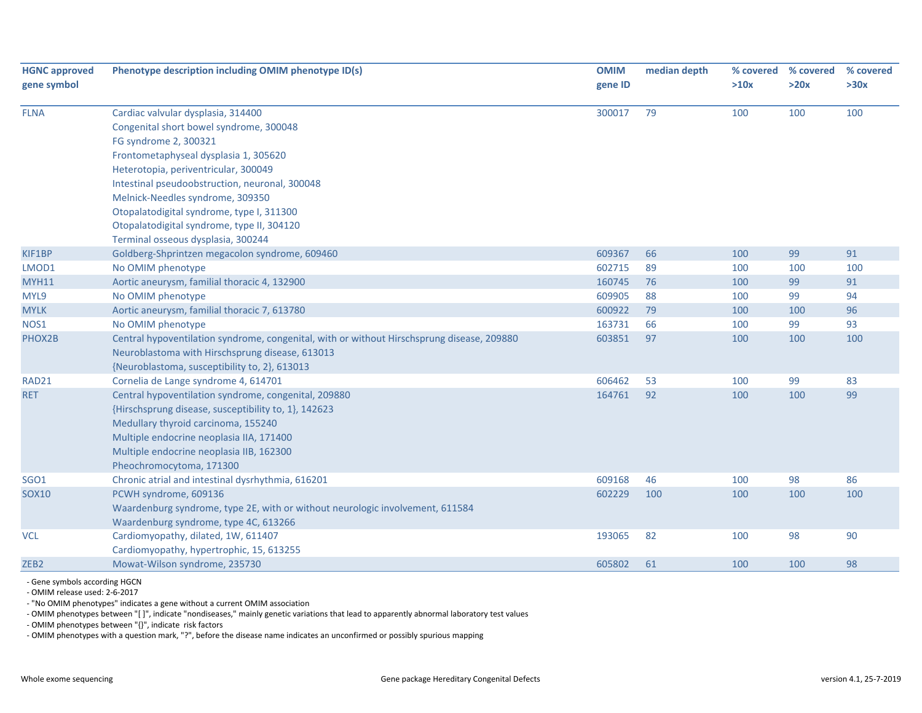| HGNC approved gene symbol | Phenotype description including OMIM phenotype ID(s) | OMIM gene ID | median depth | % covered >10x | % covered >20x | % covered >30x |
|---|---|---|---|---|---|---|
| FLNA | Cardiac valvular dysplasia, 314400<br>Congenital short bowel syndrome, 300048<br>FG syndrome 2, 300321<br>Frontometaphyseal dysplasia 1, 305620<br>Heterotopia, periventricular, 300049<br>Intestinal pseudoobstruction, neuronal, 300048<br>Melnick-Needles syndrome, 309350<br>Otopalatodigital syndrome, type I, 311300<br>Otopalatodigital syndrome, type II, 304120<br>Terminal osseous dysplasia, 300244 | 300017 | 79 | 100 | 100 | 100 |
| KIF1BP | Goldberg-Shprintzen megacolon syndrome, 609460 | 609367 | 66 | 100 | 99 | 91 |
| LMOD1 | No OMIM phenotype | 602715 | 89 | 100 | 100 | 100 |
| MYH11 | Aortic aneurysm, familial thoracic 4, 132900 | 160745 | 76 | 100 | 99 | 91 |
| MYL9 | No OMIM phenotype | 609905 | 88 | 100 | 99 | 94 |
| MYLK | Aortic aneurysm, familial thoracic 7, 613780 | 600922 | 79 | 100 | 100 | 96 |
| NOS1 | No OMIM phenotype | 163731 | 66 | 100 | 99 | 93 |
| PHOX2B | Central hypoventilation syndrome, congenital, with or without Hirschsprung disease, 209880<br>Neuroblastoma with Hirschsprung disease, 613013<br>{Neuroblastoma, susceptibility to, 2}, 613013 | 603851 | 97 | 100 | 100 | 100 |
| RAD21 | Cornelia de Lange syndrome 4, 614701 | 606462 | 53 | 100 | 99 | 83 |
| RET | Central hypoventilation syndrome, congenital, 209880<br>{Hirschsprung disease, susceptibility to, 1}, 142623<br>Medullary thyroid carcinoma, 155240<br>Multiple endocrine neoplasia IIA, 171400<br>Multiple endocrine neoplasia IIB, 162300<br>Pheochromocytoma, 171300 | 164761 | 92 | 100 | 100 | 99 |
| SGO1 | Chronic atrial and intestinal dysrhythmia, 616201 | 609168 | 46 | 100 | 98 | 86 |
| SOX10 | PCWH syndrome, 609136<br>Waardenburg syndrome, type 2E, with or without neurologic involvement, 611584<br>Waardenburg syndrome, type 4C, 613266 | 602229 | 100 | 100 | 100 | 100 |
| VCL | Cardiomyopathy, dilated, 1W, 611407<br>Cardiomyopathy, hypertrophic, 15, 613255 | 193065 | 82 | 100 | 98 | 90 |
| ZEB2 | Mowat-Wilson syndrome, 235730 | 605802 | 61 | 100 | 100 | 98 |

- Gene symbols according HGCN
- OMIM release used: 2-6-2017
- "No OMIM phenotypes" indicates a gene without a current OMIM association
- OMIM phenotypes between "[ ]", indicate "nondiseases," mainly genetic variations that lead to apparently abnormal laboratory test values
- OMIM phenotypes between "{}", indicate risk factors
- OMIM phenotypes with a question mark, "?", before the disease name indicates an unconfirmed or possibly spurious mapping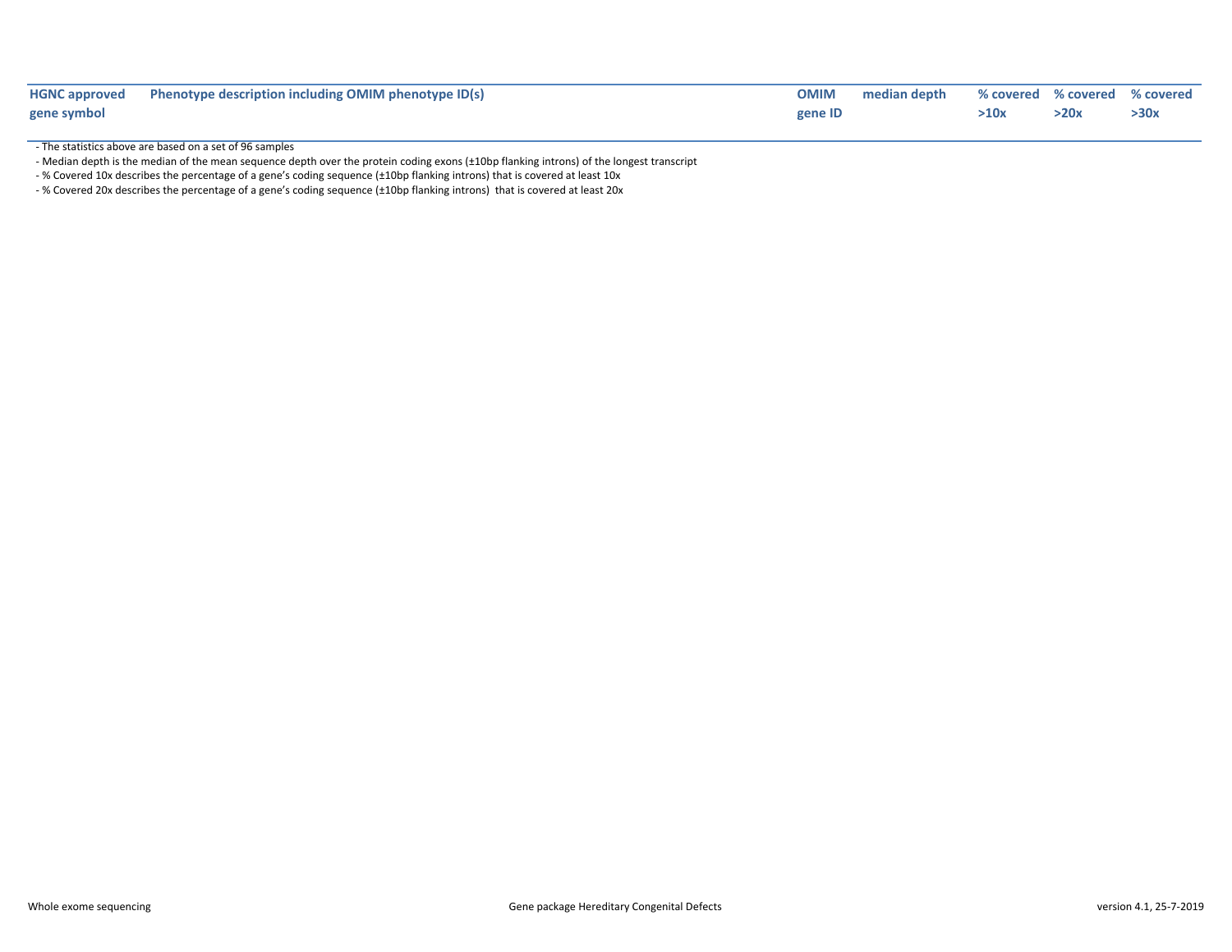| HGNC approved gene symbol | Phenotype description including OMIM phenotype ID(s) | OMIM gene ID | median depth | % covered >10x | % covered >20x | % covered >30x |
|---|---|---|---|---|---|---|

- The statistics above are based on a set of 96 samples
- Median depth is the median of the mean sequence depth over the protein coding exons (±10bp flanking introns) of the longest transcript
- % Covered 10x describes the percentage of a gene's coding sequence (±10bp flanking introns) that is covered at least 10x
- % Covered 20x describes the percentage of a gene's coding sequence (±10bp flanking introns) that is covered at least 20x